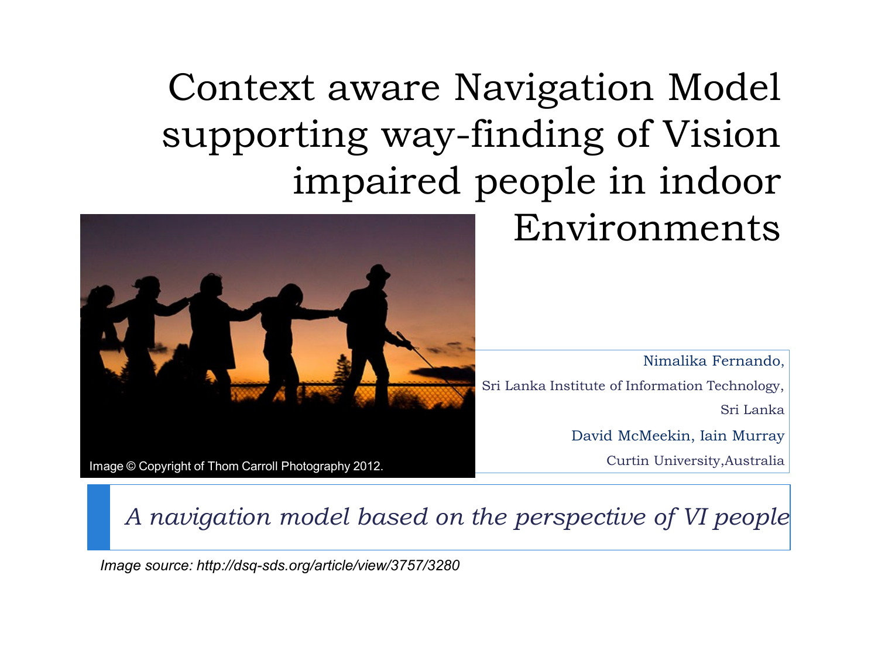# Context aware Navigation Model supporting way-finding of Vision impaired people in indoor Environments

Image © Copyright of Thom Carroll Photography 2012.

Nimalika Fernando,

Sri Lanka Institute of Information Technology,

Sri Lanka

David McMeekin, Iain Murray

Curtin University,Australia

*A navigation model based on the perspective of VI people*

*Image source: http://dsq-sds.org/article/view/3757/3280*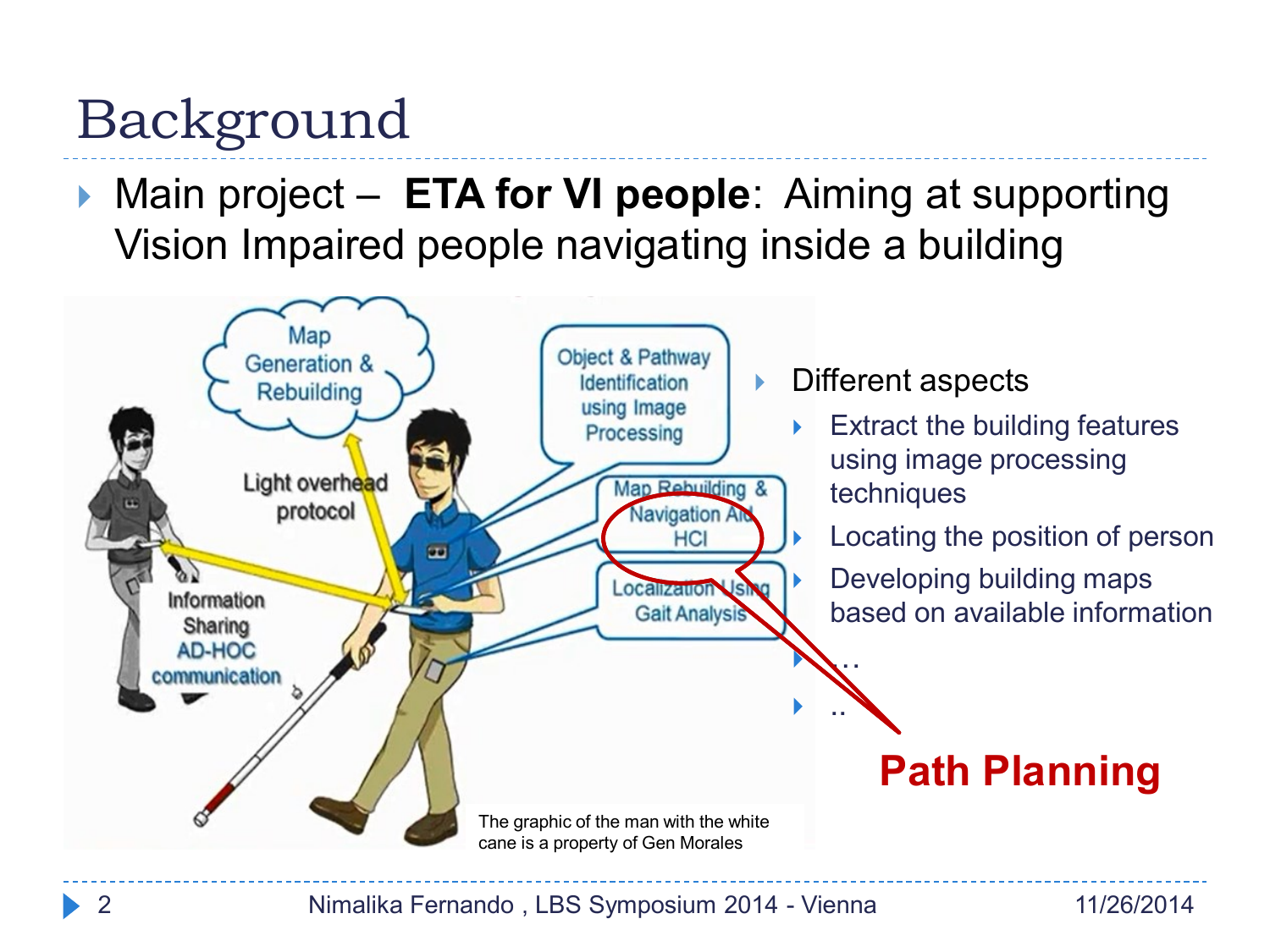# Background

- Main project – **ETA for VI people**: Aiming at supporting Vision Impaired people navigating inside a building

- Different aspects
  - Extract the building features using image processing techniques
  - Locating the position of person
  - Developing building maps based on available information
  - …
  - ..

**Path Planning**

The graphic of the man with the white cane is a property of Gen Morales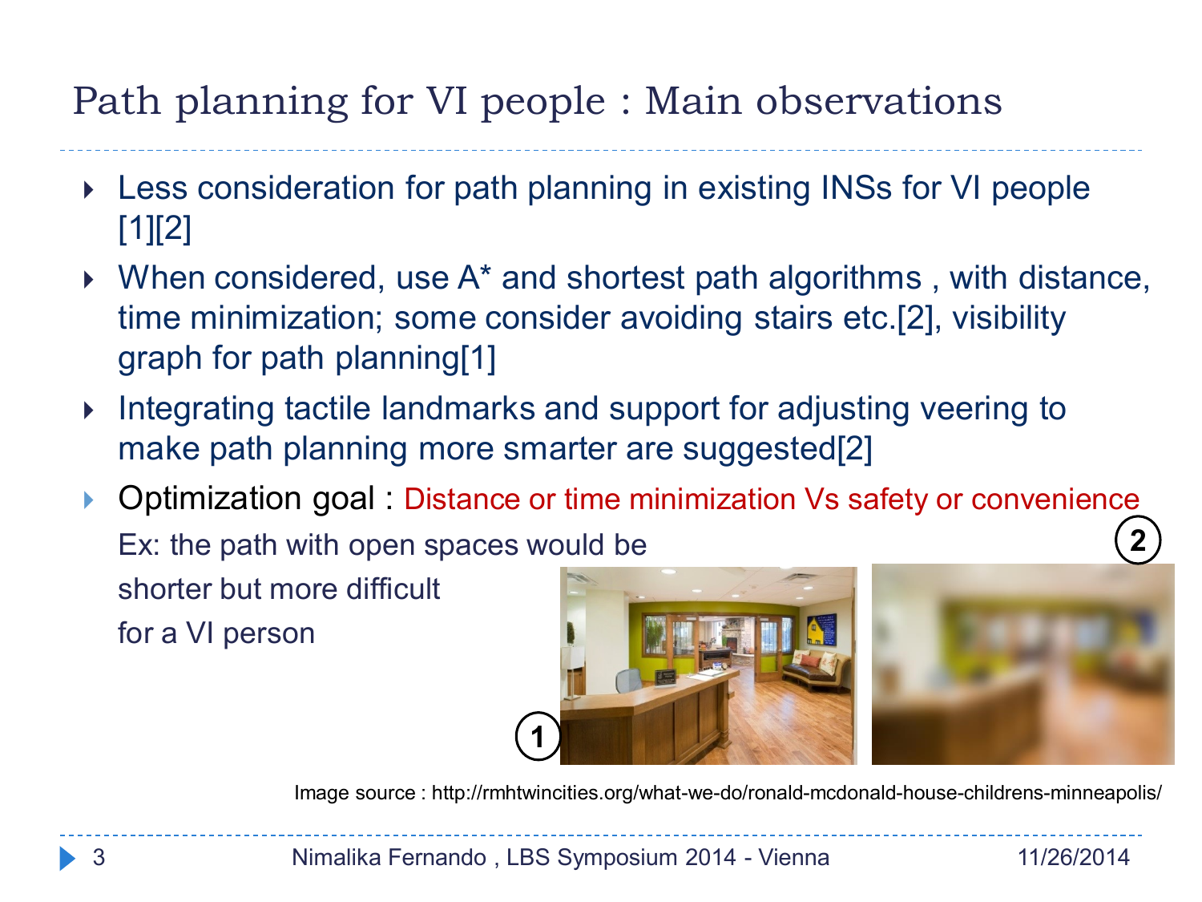# Path planning for VI people : Main observations

- Less consideration for path planning in existing INSs for VI people [1][2]
- When considered, use A* and shortest path algorithms , with distance, time minimization; some consider avoiding stairs etc.[2], visibility graph for path planning[1]
- Integrating tactile landmarks and support for adjusting veering to make path planning more smarter are suggested[2]
- Optimization goal : Distance or time minimization Vs safety or convenience

  Ex: the path with open spaces would be shorter but more difficult for a VI person

1

2

Image source : http://rmhtwincities.org/what-we-do/ronald-mcdonald-house-childrens-minneapolis/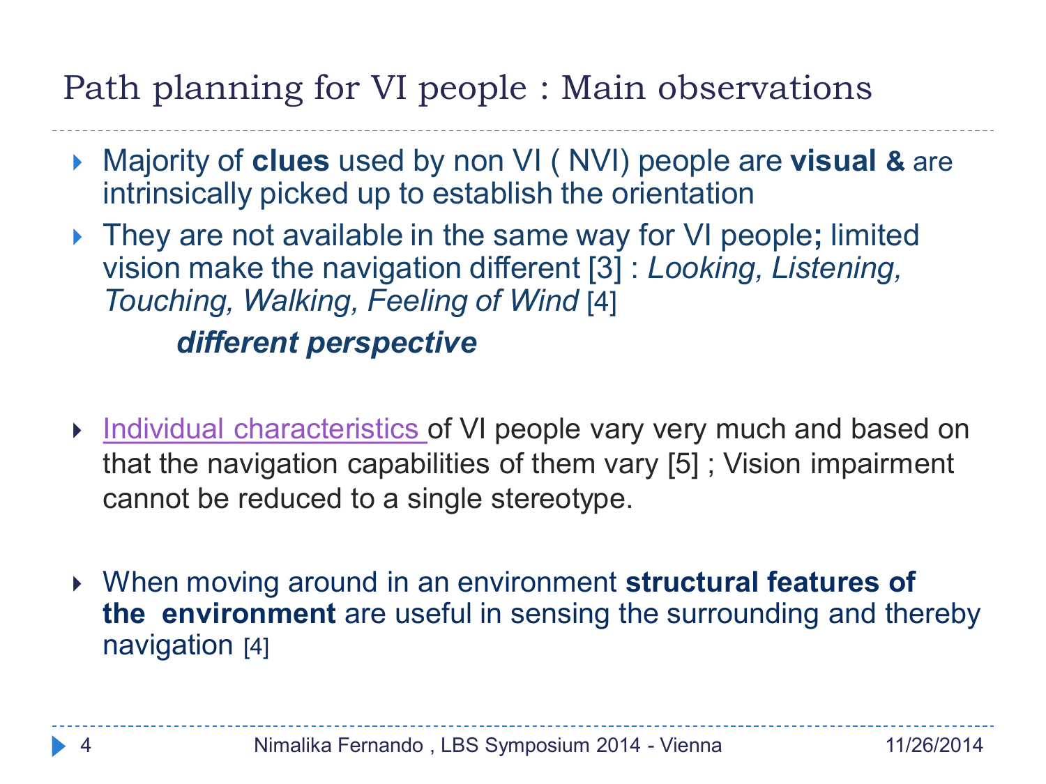# Path planning for VI people : Main observations

- Majority of **clues** used by non VI ( NVI) people are **visual &** are intrinsically picked up to establish the orientation
- They are not available in the same way for VI people**;** limited vision make the navigation different [3] : *Looking, Listening, Touching, Walking, Feeling of Wind* [4]

  ***different perspective***

- Individual characteristics of VI people vary very much and based on that the navigation capabilities of them vary [5] ; Vision impairment cannot be reduced to a single stereotype.
- When moving around in an environment **structural features of the environment** are useful in sensing the surrounding and thereby navigation [4]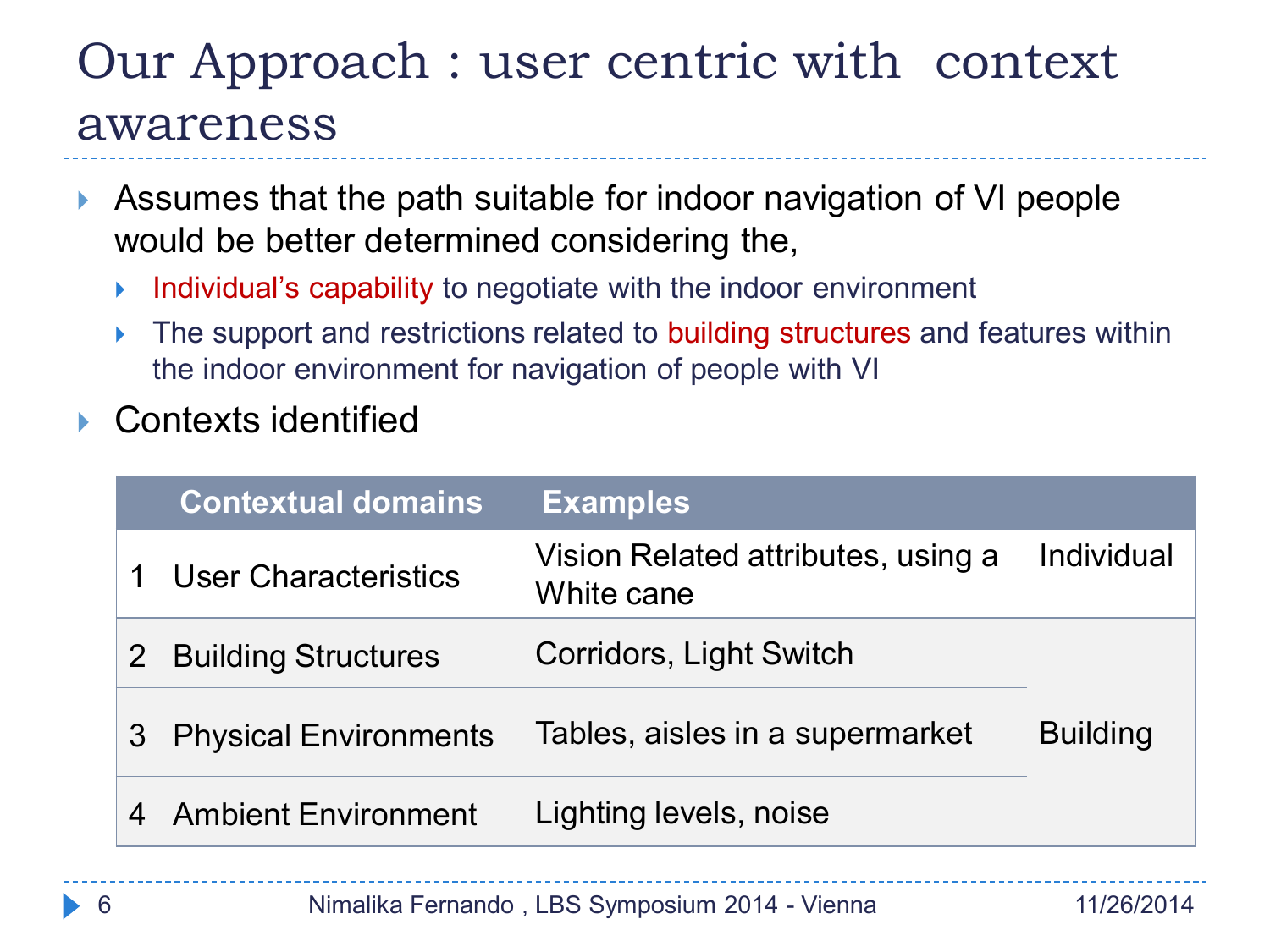# Our Approach : user centric with context awareness

- Assumes that the path suitable for indoor navigation of VI people would be better determined considering the,
  - Individual's capability to negotiate with the indoor environment
  - The support and restrictions related to building structures and features within the indoor environment for navigation of people with VI
- Contexts identified

| | Contextual domains | Examples | |
|---|---|---|---|
| 1 | User Characteristics | Vision Related attributes, using a White cane | Individual |
| 2 | Building Structures | Corridors, Light Switch | Building |
| 3 | Physical Environments | Tables, aisles in a supermarket | |
| 4 | Ambient Environment | Lighting levels, noise | |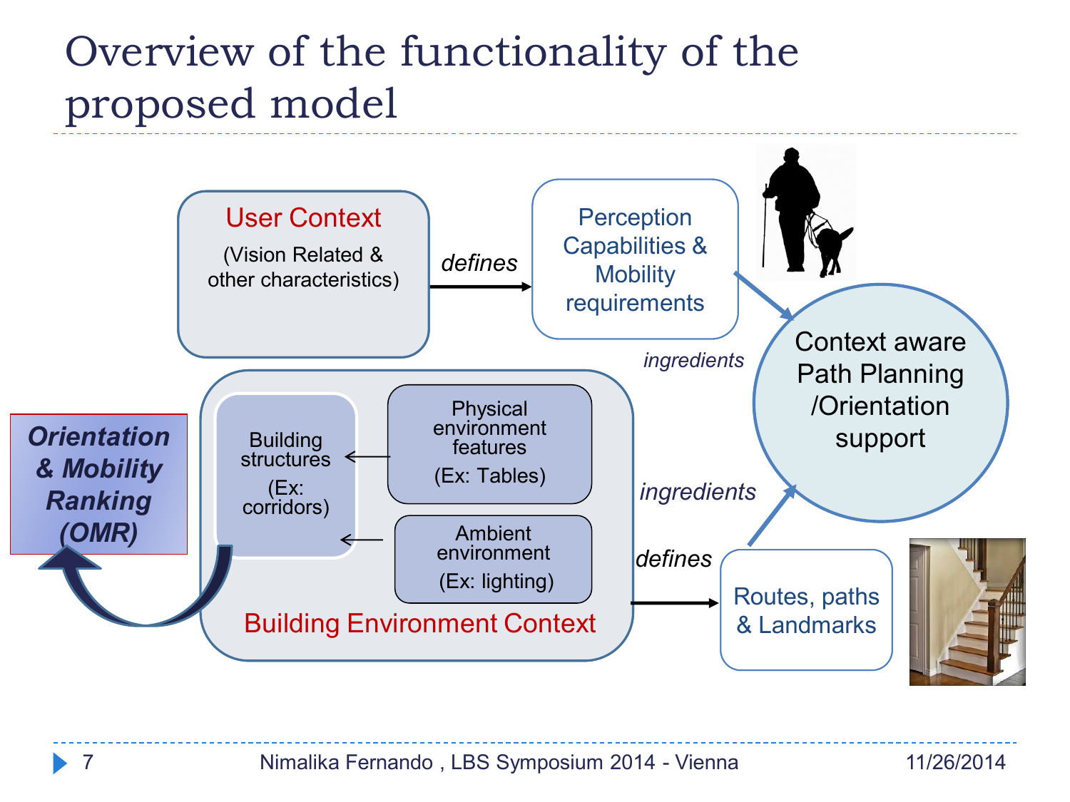# Overview of the functionality of the proposed model

**User Context**

(Vision Related & other characteristics)

*defines*

Perception Capabilities & Mobility requirements

*ingredients*

Context aware Path Planning /Orientation support

**Orientation & Mobility Ranking (OMR)**

Building structures (Ex: corridors)

Physical environment features (Ex: Tables)

Ambient environment (Ex: lighting)

**Building Environment Context**

*ingredients*

*defines*

Routes, paths & Landmarks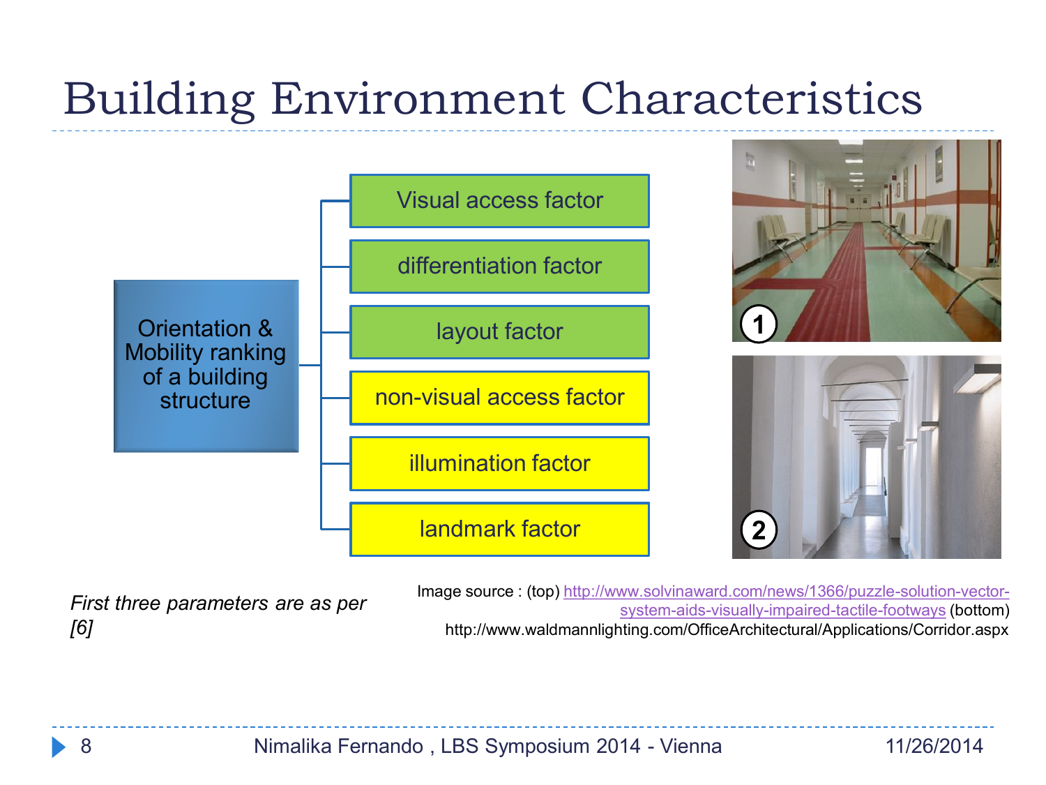# Building Environment Characteristics

Orientation & Mobility ranking of a building structure

- Visual access factor
- differentiation factor
- layout factor
- non-visual access factor
- illumination factor
- landmark factor

1

2

*First three parameters are as per [6]*

Image source : (top) http://www.solvinaward.com/news/1366/puzzle-solution-vector-system-aids-visually-impaired-tactile-footways (bottom) http://www.waldmannlighting.com/OfficeArchitectural/Applications/Corridor.aspx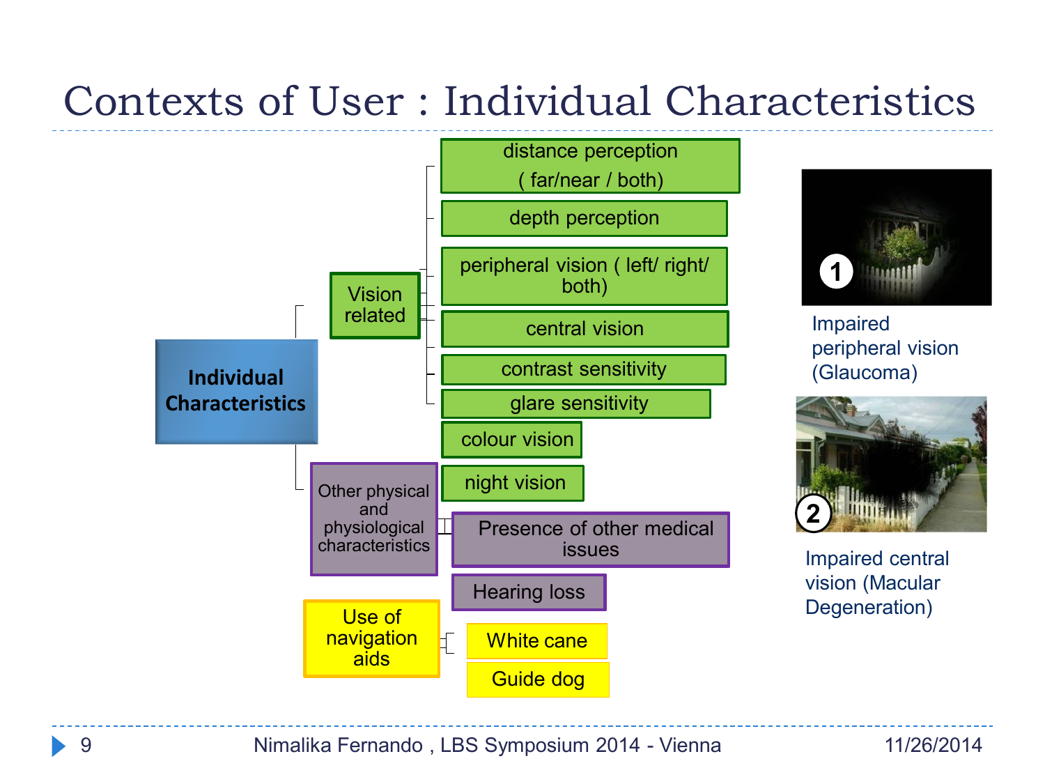# Contexts of User : Individual Characteristics

- **Individual Characteristics**
  - Vision related
    - distance perception ( far/near / both)
    - depth perception
    - peripheral vision ( left/ right/ both)
    - central vision
    - contrast sensitivity
    - glare sensitivity
    - colour vision
    - night vision
  - Other physical and physiological characteristics
    - Presence of other medical issues
    - Hearing loss
  - Use of navigation aids
    - White cane
    - Guide dog

1 Impaired peripheral vision (Glaucoma)

2 Impaired central vision (Macular Degeneration)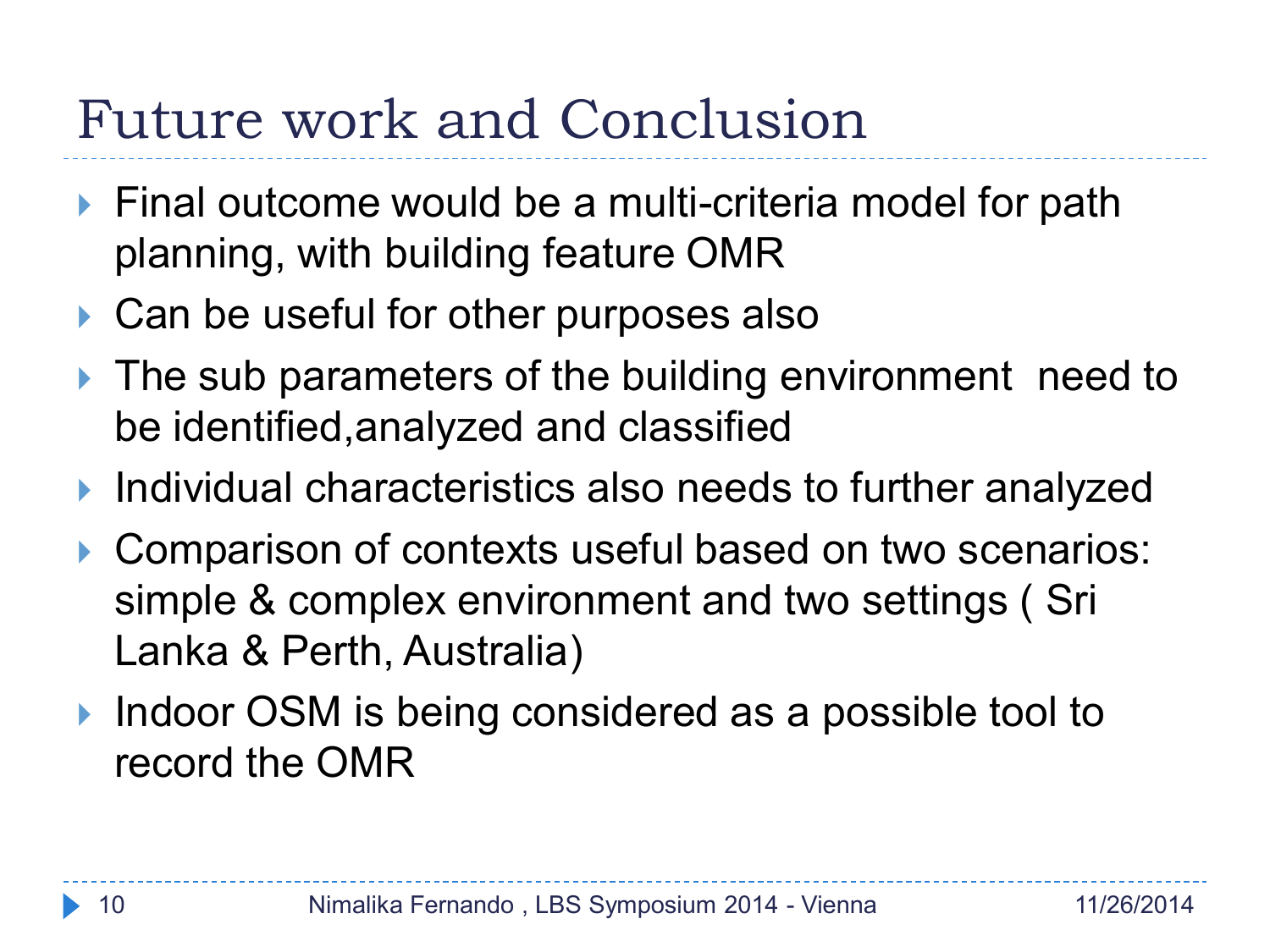# Future work and Conclusion

- Final outcome would be a multi-criteria model for path planning, with building feature OMR
- Can be useful for other purposes also
- The sub parameters of the building environment need to be identified,analyzed and classified
- Individual characteristics also needs to further analyzed
- Comparison of contexts useful based on two scenarios: simple & complex environment and two settings ( Sri Lanka & Perth, Australia)
- Indoor OSM is being considered as a possible tool to record the OMR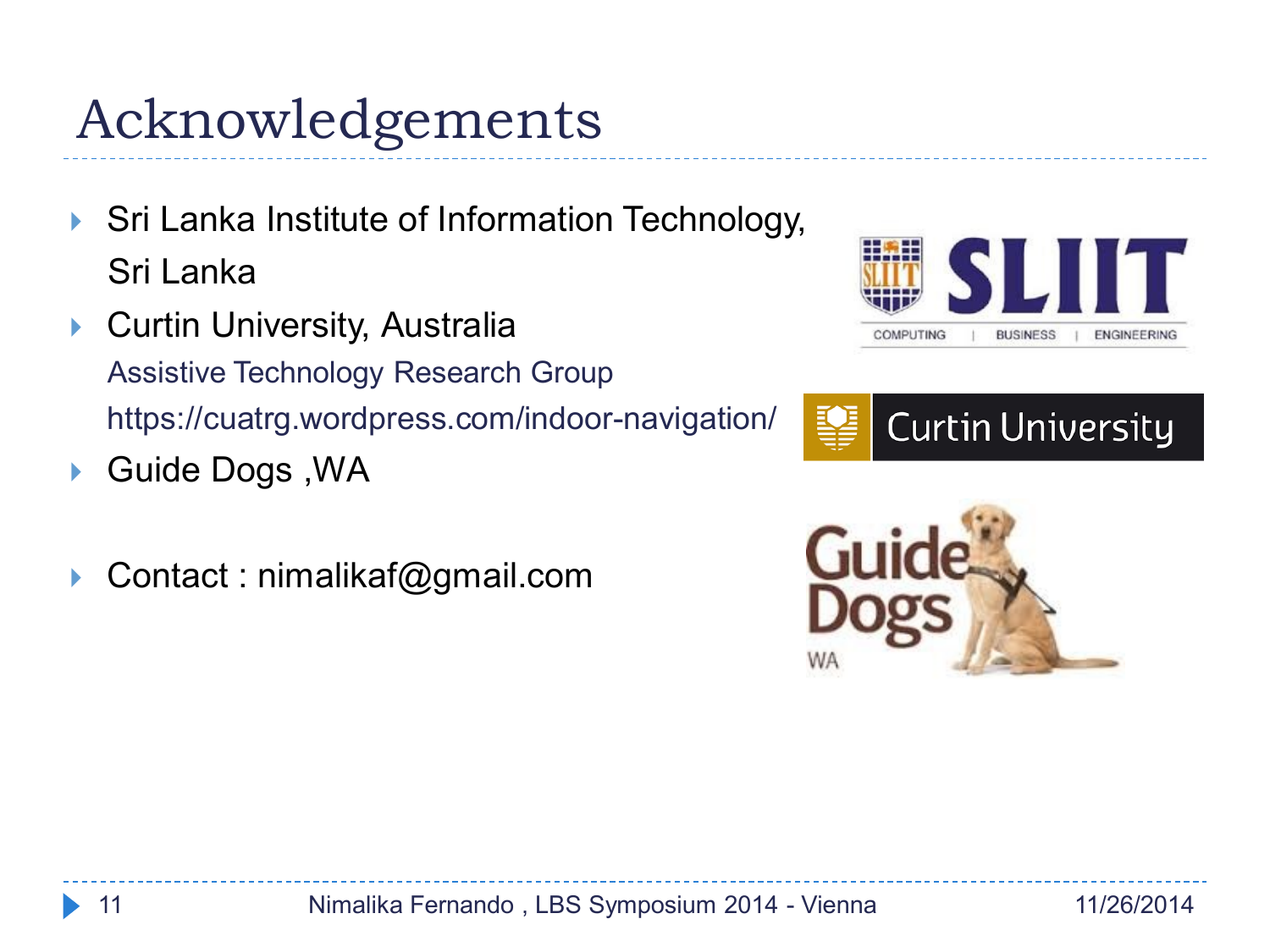# Acknowledgements

- Sri Lanka Institute of Information Technology, Sri Lanka
- Curtin University, Australia
  Assistive Technology Research Group
  https://cuatrg.wordpress.com/indoor-navigation/
- Guide Dogs ,WA
- Contact : nimalikaf@gmail.com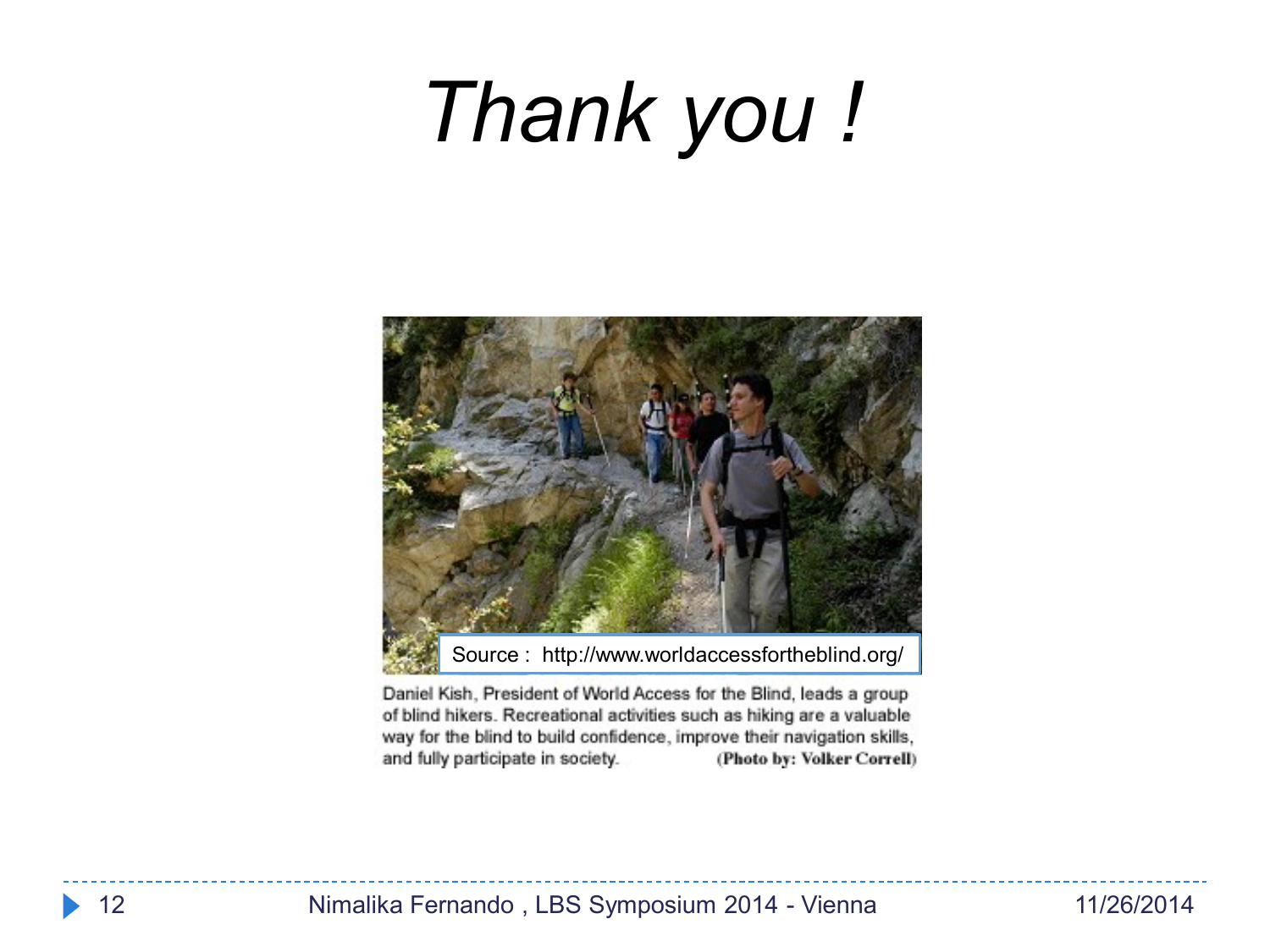# *Thank you !*

Source : http://www.worldaccessfortheblind.org/

Daniel Kish, President of World Access for the Blind, leads a group of blind hikers. Recreational activities such as hiking are a valuable way for the blind to build confidence, improve their navigation skills, and fully participate in society. **(Photo by: Volker Correll)**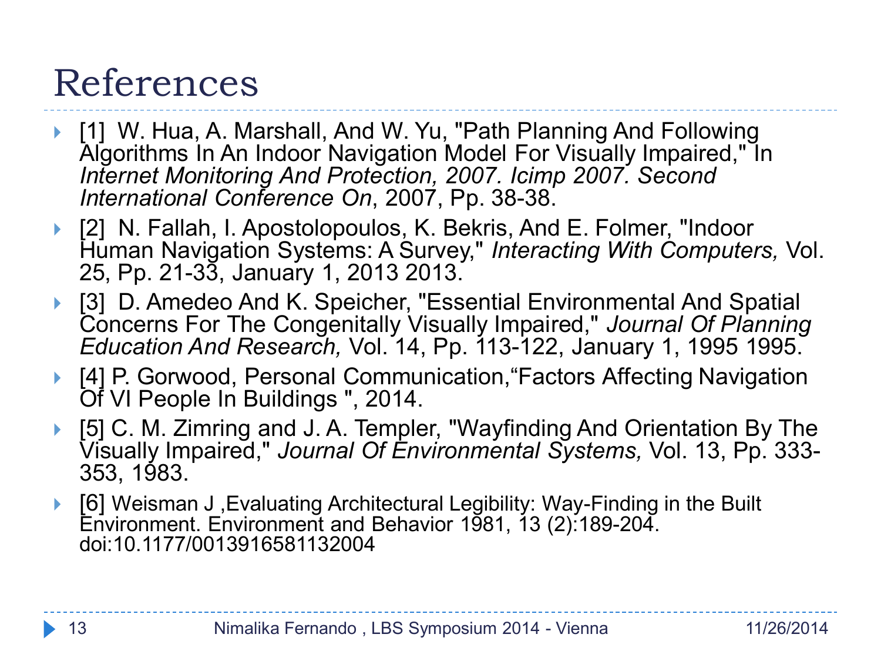# References

- [1] W. Hua, A. Marshall, And W. Yu, "Path Planning And Following Algorithms In An Indoor Navigation Model For Visually Impaired," In *Internet Monitoring And Protection, 2007. Icimp 2007. Second International Conference On*, 2007, Pp. 38-38.
- [2] N. Fallah, I. Apostolopoulos, K. Bekris, And E. Folmer, "Indoor Human Navigation Systems: A Survey," *Interacting With Computers,* Vol. 25, Pp. 21-33, January 1, 2013 2013.
- [3] D. Amedeo And K. Speicher, "Essential Environmental And Spatial Concerns For The Congenitally Visually Impaired," *Journal Of Planning Education And Research,* Vol. 14, Pp. 113-122, January 1, 1995 1995.
- [4] P. Gorwood, Personal Communication,"Factors Affecting Navigation Of VI People In Buildings ", 2014.
- [5] C. M. Zimring and J. A. Templer, "Wayfinding And Orientation By The Visually Impaired," *Journal Of Environmental Systems,* Vol. 13, Pp. 333-353, 1983.
- [6] Weisman J ,Evaluating Architectural Legibility: Way-Finding in the Built Environment. Environment and Behavior 1981, 13 (2):189-204. doi:10.1177/0013916581132004